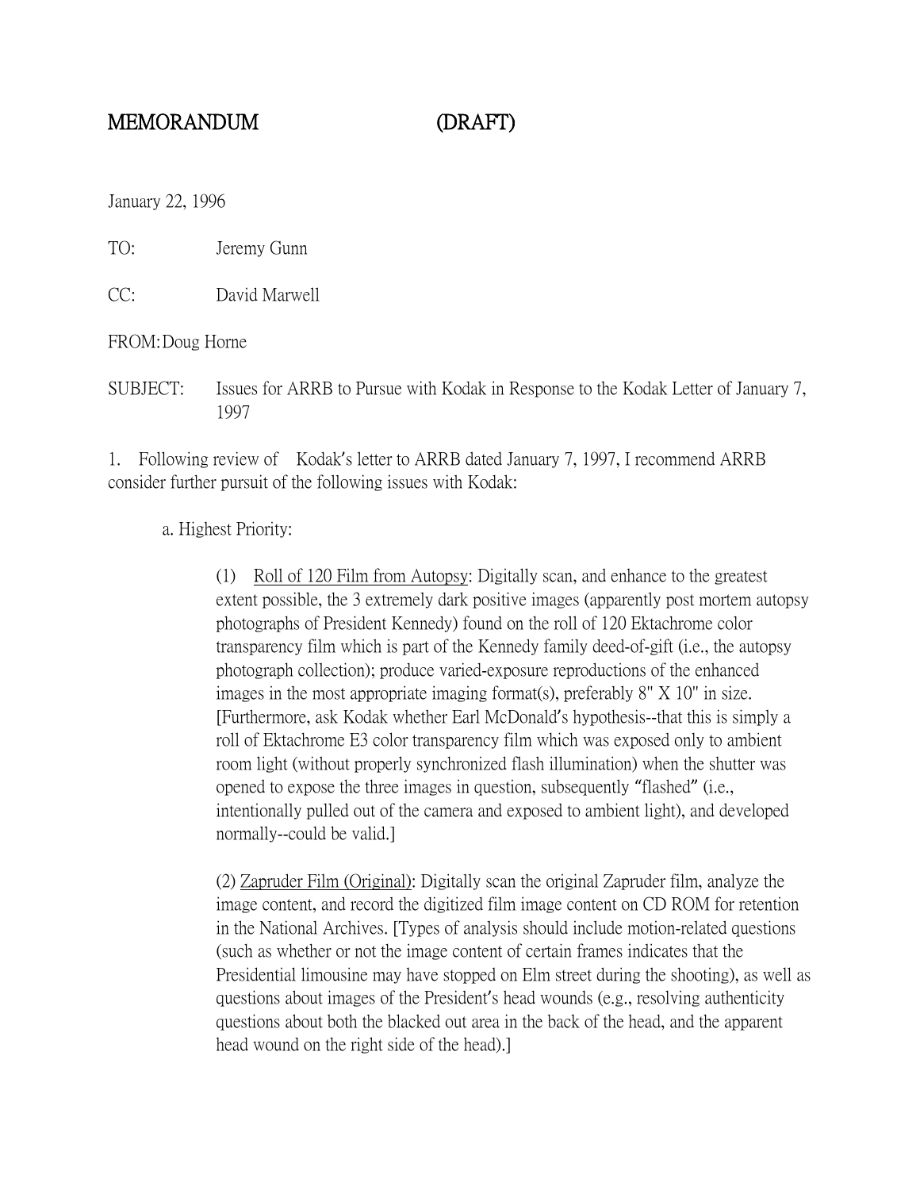# MEMORANDUM (DRAFT)

January 22, 1996

TO: Jeremy Gunn

CC: David Marwell

FROM: Doug Horne

SUBJECT: Issues for ARRB to Pursue with Kodak in Response to the Kodak Letter of January 7, 1997

1. Following review of Kodak's letter to ARRB dated January 7, 1997, I recommend ARRB consider further pursuit of the following issues with Kodak:

   a. Highest Priority:

      (1) <u>Roll of 120 Film from Autopsy</u>: Digitally scan, and enhance to the greatest extent possible, the 3 extremely dark positive images (apparently post mortem autopsy photographs of President Kennedy) found on the roll of 120 Ektachrome color transparency film which is part of the Kennedy family deed-of-gift (i.e., the autopsy photograph collection); produce varied-exposure reproductions of the enhanced images in the most appropriate imaging format(s), preferably 8" X 10" in size. [Furthermore, ask Kodak whether Earl McDonald's hypothesis--that this is simply a roll of Ektachrome E3 color transparency film which was exposed only to ambient room light (without properly synchronized flash illumination) when the shutter was opened to expose the three images in question, subsequently "flashed" (i.e., intentionally pulled out of the camera and exposed to ambient light), and developed normally--could be valid.]

      (2) <u>Zapruder Film (Original)</u>: Digitally scan the original Zapruder film, analyze the image content, and record the digitized film image content on CD ROM for retention in the National Archives. [Types of analysis should include motion-related questions (such as whether or not the image content of certain frames indicates that the Presidential limousine may have stopped on Elm street during the shooting), as well as questions about images of the President's head wounds (e.g., resolving authenticity questions about both the blacked out area in the back of the head, and the apparent head wound on the right side of the head).]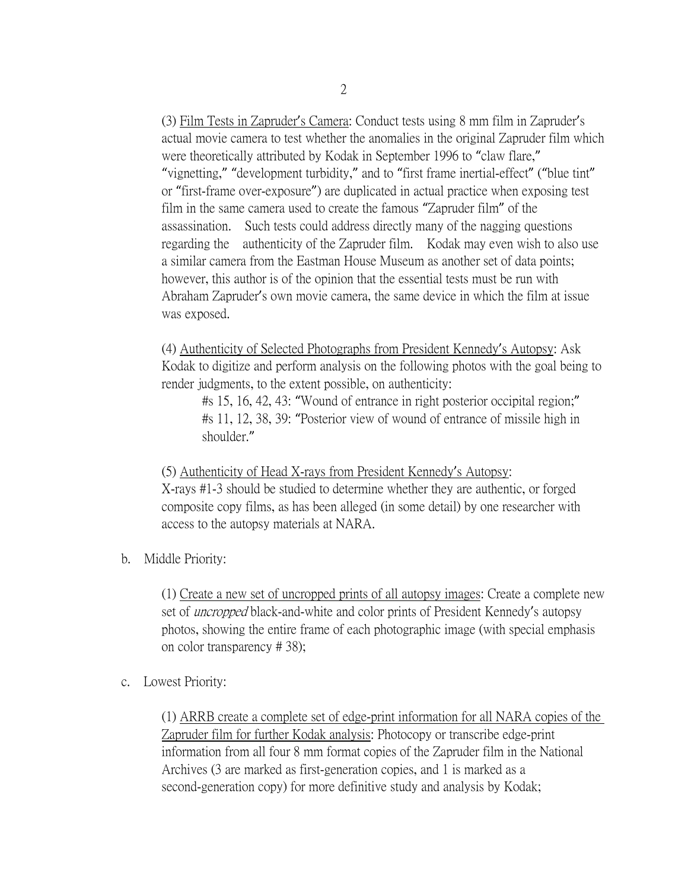(3) <u>Film Tests in Zapruder's Camera</u>: Conduct tests using 8 mm film in Zapruder's actual movie camera to test whether the anomalies in the original Zapruder film which were theoretically attributed by Kodak in September 1996 to "claw flare," "vignetting," "development turbidity," and to "first frame inertial-effect" ("blue tint" or "first-frame over-exposure") are duplicated in actual practice when exposing test film in the same camera used to create the famous "Zapruder film" of the assassination. Such tests could address directly many of the nagging questions regarding the authenticity of the Zapruder film. Kodak may even wish to also use a similar camera from the Eastman House Museum as another set of data points; however, this author is of the opinion that the essential tests must be run with Abraham Zapruder's own movie camera, the same device in which the film at issue was exposed.

(4) <u>Authenticity of Selected Photographs from President Kennedy's Autopsy</u>: Ask Kodak to digitize and perform analysis on the following photos with the goal being to render judgments, to the extent possible, on authenticity:

#s 15, 16, 42, 43: "Wound of entrance in right posterior occipital region;"
#s 11, 12, 38, 39: "Posterior view of wound of entrance of missile high in shoulder."

(5) <u>Authenticity of Head X-rays from President Kennedy's Autopsy</u>:
X-rays #1-3 should be studied to determine whether they are authentic, or forged composite copy films, as has been alleged (in some detail) by one researcher with access to the autopsy materials at NARA.

b. Middle Priority:

(1) <u>Create a new set of uncropped prints of all autopsy images</u>: Create a complete new set of *uncropped* black-and-white and color prints of President Kennedy's autopsy photos, showing the entire frame of each photographic image (with special emphasis on color transparency # 38);

c. Lowest Priority:

(1) <u>ARRB create a complete set of edge-print information for all NARA copies of the Zapruder film for further Kodak analysis</u>: Photocopy or transcribe edge-print information from all four 8 mm format copies of the Zapruder film in the National Archives (3 are marked as first-generation copies, and 1 is marked as a second-generation copy) for more definitive study and analysis by Kodak;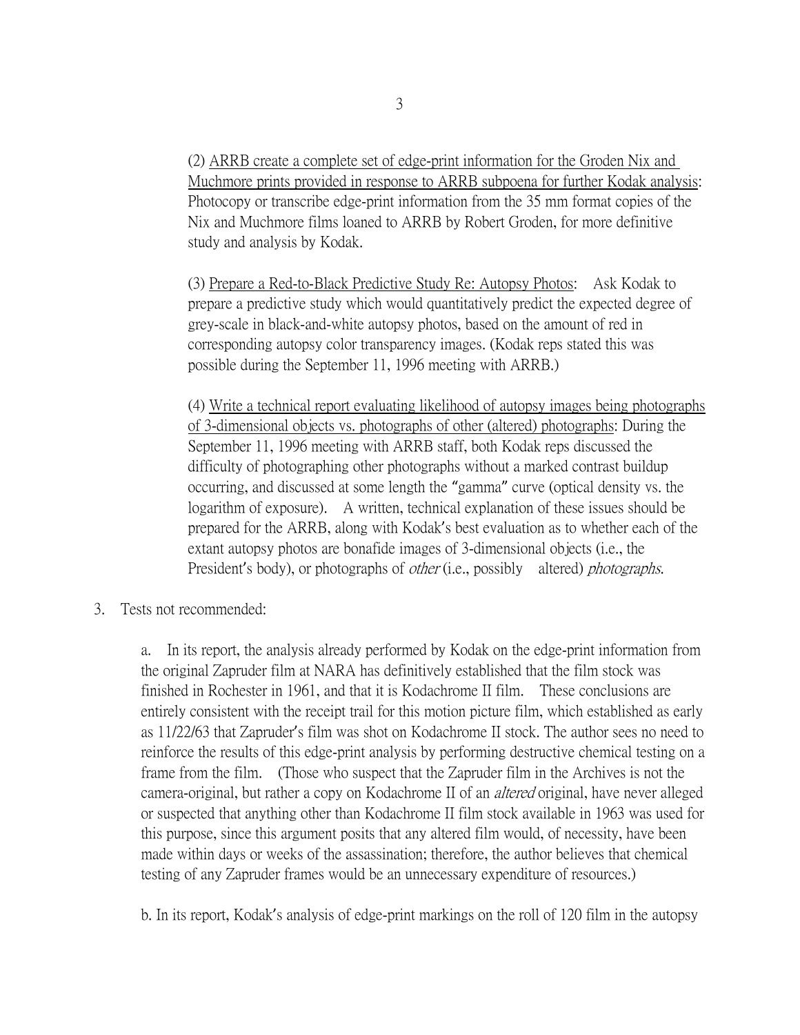(2) <u>ARRB create a complete set of edge-print information for the Groden Nix and Muchmore prints provided in response to ARRB subpoena for further Kodak analysis</u>: Photocopy or transcribe edge-print information from the 35 mm format copies of the Nix and Muchmore films loaned to ARRB by Robert Groden, for more definitive study and analysis by Kodak.

(3) <u>Prepare a Red-to-Black Predictive Study Re: Autopsy Photos</u>: Ask Kodak to prepare a predictive study which would quantitatively predict the expected degree of grey-scale in black-and-white autopsy photos, based on the amount of red in corresponding autopsy color transparency images. (Kodak reps stated this was possible during the September 11, 1996 meeting with ARRB.)

(4) <u>Write a technical report evaluating likelihood of autopsy images being photographs of 3-dimensional objects vs. photographs of other (altered) photographs</u>: During the September 11, 1996 meeting with ARRB staff, both Kodak reps discussed the difficulty of photographing other photographs without a marked contrast buildup occurring, and discussed at some length the "gamma" curve (optical density vs. the logarithm of exposure). A written, technical explanation of these issues should be prepared for the ARRB, along with Kodak's best evaluation as to whether each of the extant autopsy photos are bonafide images of 3-dimensional objects (i.e., the President's body), or photographs of *other* (i.e., possibly altered) *photographs*.

3. Tests not recommended:

a. In its report, the analysis already performed by Kodak on the edge-print information from the original Zapruder film at NARA has definitively established that the film stock was finished in Rochester in 1961, and that it is Kodachrome II film. These conclusions are entirely consistent with the receipt trail for this motion picture film, which established as early as 11/22/63 that Zapruder's film was shot on Kodachrome II stock. The author sees no need to reinforce the results of this edge-print analysis by performing destructive chemical testing on a frame from the film. (Those who suspect that the Zapruder film in the Archives is not the camera-original, but rather a copy on Kodachrome II of an *altered* original, have never alleged or suspected that anything other than Kodachrome II film stock available in 1963 was used for this purpose, since this argument posits that any altered film would, of necessity, have been made within days or weeks of the assassination; therefore, the author believes that chemical testing of any Zapruder frames would be an unnecessary expenditure of resources.)

b. In its report, Kodak's analysis of edge-print markings on the roll of 120 film in the autopsy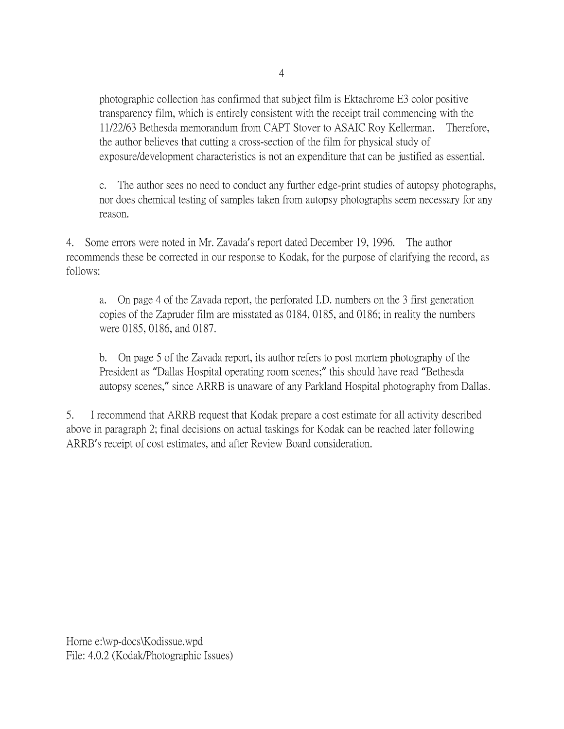photographic collection has confirmed that subject film is Ektachrome E3 color positive transparency film, which is entirely consistent with the receipt trail commencing with the 11/22/63 Bethesda memorandum from CAPT Stover to ASAIC Roy Kellerman. Therefore, the author believes that cutting a cross-section of the film for physical study of exposure/development characteristics is not an expenditure that can be justified as essential.

c. The author sees no need to conduct any further edge-print studies of autopsy photographs, nor does chemical testing of samples taken from autopsy photographs seem necessary for any reason.

4. Some errors were noted in Mr. Zavada's report dated December 19, 1996. The author recommends these be corrected in our response to Kodak, for the purpose of clarifying the record, as follows:

a. On page 4 of the Zavada report, the perforated I.D. numbers on the 3 first generation copies of the Zapruder film are misstated as 0184, 0185, and 0186; in reality the numbers were 0185, 0186, and 0187.

b. On page 5 of the Zavada report, its author refers to post mortem photography of the President as "Dallas Hospital operating room scenes;" this should have read "Bethesda autopsy scenes," since ARRB is unaware of any Parkland Hospital photography from Dallas.

5. I recommend that ARRB request that Kodak prepare a cost estimate for all activity described above in paragraph 2; final decisions on actual taskings for Kodak can be reached later following ARRB's receipt of cost estimates, and after Review Board consideration.

Horne e:\wp-docs\Kodissue.wpd
File: 4.0.2 (Kodak/Photographic Issues)